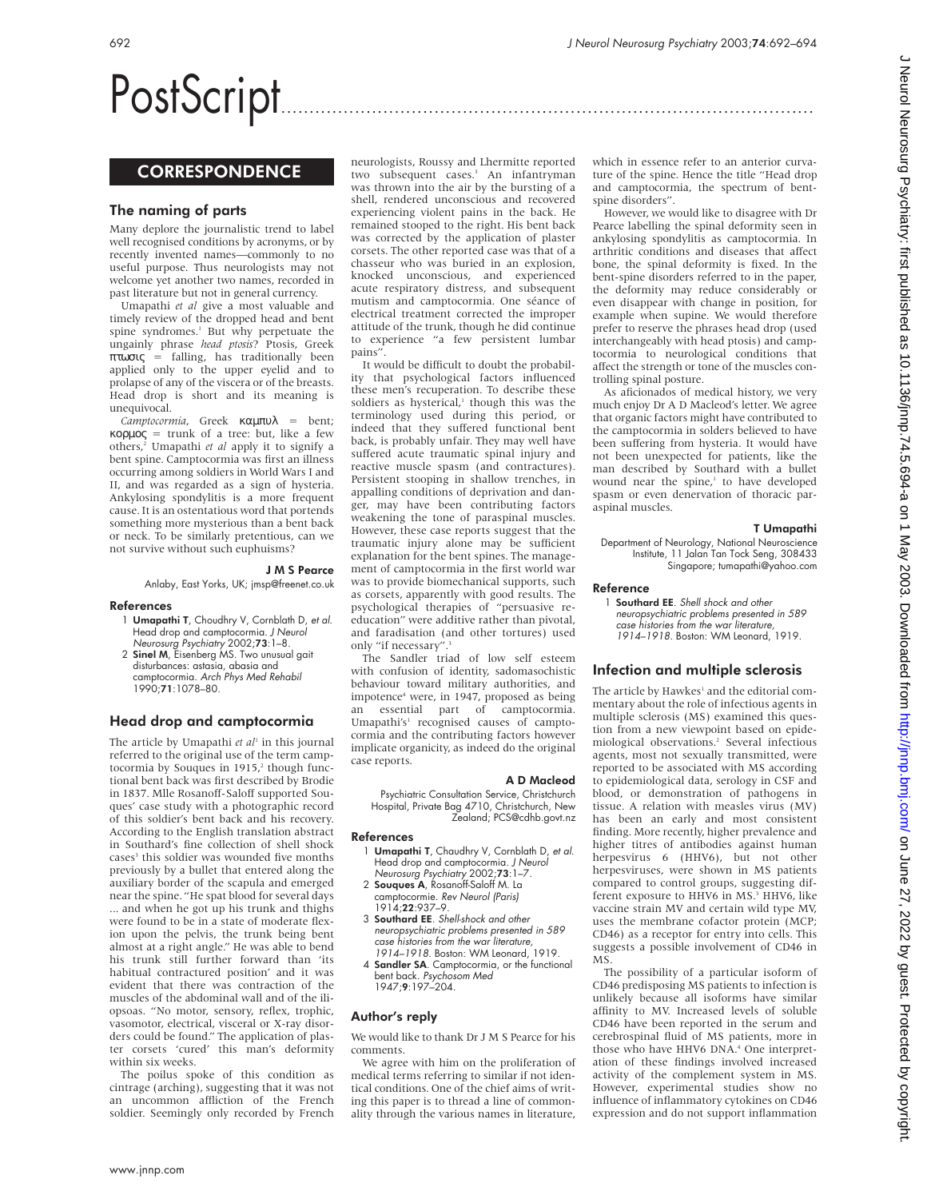# PostScript

## CORRESPONDENCE

### The naming of parts

Many deplore the journalistic trend to label well recognised conditions by acronyms, or by recently invented names—commonly to no useful purpose. Thus neurologists may not welcome yet another two names, recorded in past literature but not in general currency.

Umapathi *et al* give a most valuable and timely review of the dropped head and bent spine syndromes.[1] But why perpetuate the ungainly phrase *head ptosis*? Ptosis, Greek πτωσις = falling, has traditionally been applied only to the upper eyelid and to prolapse of any of the viscera or of the breasts. Head drop is short and its meaning is unequivocal.

*Camptocormia*, Greek καμπυλ = bent; κορμος = trunk of a tree: but, like a few others,[2] Umapathi *et al* apply it to signify a bent spine. Camptocormia was first an illness occurring among soldiers in World Wars I and II, and was regarded as a sign of hysteria. Ankylosing spondylitis is a more frequent cause. It is an ostentatious word that portends something more mysterious than a bent back or neck. To be similarly pretentious, can we not survive without such euphuisms?

**J M S Pearce**
Anlaby, East Yorks, UK; jmsp@freenet.co.uk

#### References

1. **Umapathi T**, Choudhry V, Cornblath D, *et al*. Head drop and camptocormia. *J Neurol Neurosurg Psychiatry* 2002;**73**:1–8.
2. **Sinel M**, Eisenberg MS. Two unusual gait disturbances: astasia, abasia and camptocormia. *Arch Phys Med Rehabil* 1990;**71**:1078–80.

### Head drop and camptocormia

The article by Umapathi *et al*[1] in this journal referred to the original use of the term camptocormia by Souques in 1915,[2] though functional bent back was first described by Brodie in 1837. Mlle Rosanoff-Saloff supported Souques' case study with a photographic record of this soldier's bent back and his recovery. According to the English translation abstract in Southard's fine collection of shell shock cases[3] this soldier was wounded five months previously by a bullet that entered along the auxiliary border of the scapula and emerged near the spine. "He spat blood for several days ... and when he got up his trunk and thighs were found to be in a state of moderate flexion upon the pelvis, the trunk being bent almost at a right angle." He was able to bend his trunk still further forward than 'its habitual contractured position' and it was evident that there was contraction of the muscles of the abdominal wall and of the iliopsoas. "No motor, sensory, reflex, trophic, vasomotor, electrical, visceral or X-ray disorders could be found." The application of plaster corsets 'cured' this man's deformity within six weeks.

The poilus spoke of this condition as cintrage (arching), suggesting that it was not an uncommon affliction of the French soldier. Seemingly only recorded by French neurologists, Roussy and Lhermitte reported two subsequent cases.[3] An infantryman was thrown into the air by the bursting of a shell, rendered unconscious and recovered experiencing violent pains in the back. He remained stooped to the right. His bent back was corrected by the application of plaster corsets. The other reported case was that of a chasseur who was buried in an explosion, knocked unconscious, and experienced acute respiratory distress, and subsequent mutism and camptocormia. One séance of electrical treatment corrected the improper attitude of the trunk, though he did continue to experience "a few persistent lumbar pains".

It would be difficult to doubt the probability that psychological factors influenced these men's recuperation. To describe these soldiers as hysterical,[1] though this was the terminology used during this period, or indeed that they suffered functional bent back, is probably unfair. They may well have suffered acute traumatic spinal injury and reactive muscle spasm (and contractures). Persistent stooping in shallow trenches, in appalling conditions of deprivation and danger, may have been contributing factors weakening the tone of paraspinal muscles. However, these case reports suggest that the traumatic injury alone may be sufficient explanation for the bent spines. The management of camptocormia in the first world war was to provide biomechanical supports, such as corsets, apparently with good results. The psychological therapies of "persuasive re-education" were additive rather than pivotal, and faradisation (and other tortures) used only "if necessary".[3]

The Sandler triad of low self esteem with confusion of identity, sadomasochistic behaviour toward military authorities, and impotence[4] were, in 1947, proposed as being an essential part of camptocormia. Umapathi's[1] recognised causes of camptocormia and the contributing factors however implicate organicity, as indeed do the original case reports.

**A D Macleod**
Psychiatric Consultation Service, Christchurch Hospital, Private Bag 4710, Christchurch, New Zealand; PCS@cdhb.govt.nz

#### References

1. **Umapathi T**, Chaudhry V, Cornblath D, *et al*. Head drop and camptocormia. *J Neurol Neurosurg Psychiatry* 2002;**73**:1–7.
2. **Souques A**, Rosanoff-Saloff M. La camptocormie. *Rev Neurol (Paris)* 1914;**22**:937–9.
3. **Southard EE**. *Shell-shock and other neuropsychiatric problems presented in 589 case histories from the war literature, 1914–1918*. Boston: WM Leonard, 1919.
4. **Sandler SA**. Camptocormia, or the functional bent back. *Psychosom Med* 1947;**9**:197–204.

### Author's reply

We would like to thank Dr J M S Pearce for his comments.

We agree with him on the proliferation of medical terms referring to similar if not identical conditions. One of the chief aims of writing this paper is to thread a line of commonality through the various names in literature, which in essence refer to an anterior curvature of the spine. Hence the title "Head drop and camptocormia, the spectrum of bent-spine disorders".

However, we would like to disagree with Dr Pearce labelling the spinal deformity seen in ankylosing spondylitis as camptocormia. In arthritic conditions and diseases that affect bone, the spinal deformity is fixed. In the bent-spine disorders referred to in the paper, the deformity may reduce considerably or even disappear with change in position, for example when supine. We would therefore prefer to reserve the phrases head drop (used interchangeably with head ptosis) and camptocormia to neurological conditions that affect the strength or tone of the muscles controlling spinal posture.

As aficionados of medical history, we very much enjoy Dr A D Macleod's letter. We agree that organic factors might have contributed to the camptocormia in solders believed to have been suffering from hysteria. It would have not been unexpected for patients, like the man described by Southard with a bullet wound near the spine,[1] to have developed spasm or even denervation of thoracic paraspinal muscles.

**T Umapathi**
Department of Neurology, National Neuroscience Institute, 11 Jalan Tan Tock Seng, 308433 Singapore; tumapathi@yahoo.com

#### Reference

1. **Southard EE**. *Shell shock and other neuropsychiatric problems presented in 589 case histories from the war literature, 1914–1918*. Boston: WM Leonard, 1919.

### Infection and multiple sclerosis

The article by Hawkes[1] and the editorial commentary about the role of infectious agents in multiple sclerosis (MS) examined this question from a new viewpoint based on epidemiological observations.[2] Several infectious agents, most not sexually transmitted, were reported to be associated with MS according to epidemiological data, serology in CSF and blood, or demonstration of pathogens in tissue. A relation with measles virus (MV) has been an early and most consistent finding. More recently, higher prevalence and higher titres of antibodies against human herpesvirus 6 (HHV6), but not other herpesviruses, were shown in MS patients compared to control groups, suggesting different exposure to HHV6 in MS.[3] HHV6, like vaccine strain MV and certain wild type MV, uses the membrane cofactor protein (MCP; CD46) as a receptor for entry into cells. This suggests a possible involvement of CD46 in MS.

The possibility of a particular isoform of CD46 predisposing MS patients to infection is unlikely because all isoforms have similar affinity to MV. Increased levels of soluble CD46 have been reported in the serum and cerebrospinal fluid of MS patients, more in those who have HHV6 DNA.[4] One interpretation of these findings involved increased activity of the complement system in MS. However, experimental studies show no influence of inflammatory cytokines on CD46 expression and do not support inflammation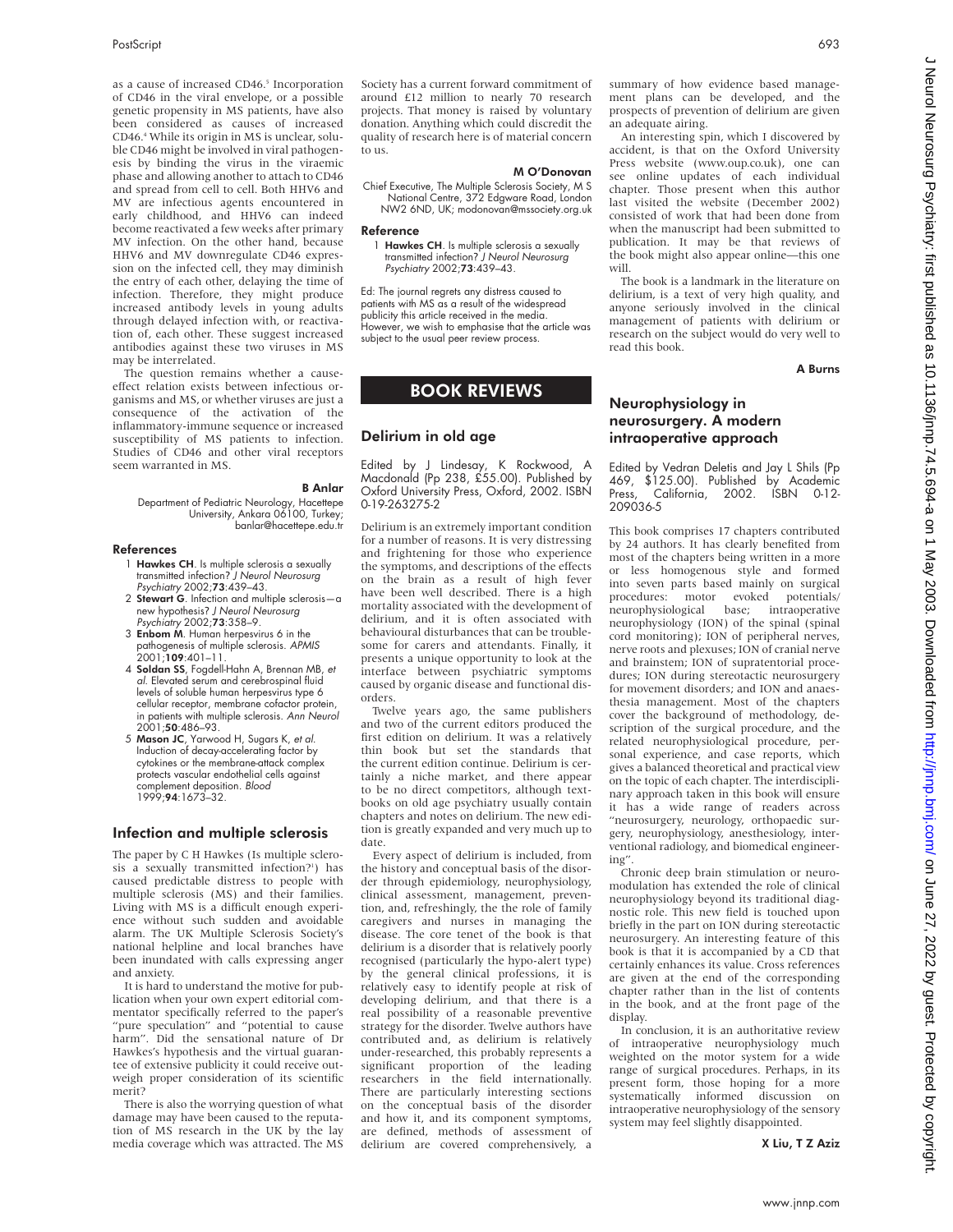as a cause of increased CD46.[5] Incorporation of CD46 in the viral envelope, or a possible genetic propensity in MS patients, have also been considered as causes of increased CD46.[4] While its origin in MS is unclear, soluble CD46 might be involved in viral pathogenesis by binding the virus in the viraemic phase and allowing another to attach to CD46 and spread from cell to cell. Both HHV6 and MV are infectious agents encountered in early childhood, and HHV6 can indeed become reactivated a few weeks after primary MV infection. On the other hand, because HHV6 and MV downregulate CD46 expression on the infected cell, they may diminish the entry of each other, delaying the time of infection. Therefore, they might produce increased antibody levels in young adults through delayed infection with, or reactivation of, each other. These suggest increased antibodies against these two viruses in MS may be interrelated.

The question remains whether a cause-effect relation exists between infectious organisms and MS, or whether viruses are just a consequence of the activation of the inflammatory-immune sequence or increased susceptibility of MS patients to infection. Studies of CD46 and other viral receptors seem warranted in MS.

**B Anlar**

Department of Pediatric Neurology, Hacettepe University, Ankara 06100, Turkey; banlar@hacettepe.edu.tr

### References

1. **Hawkes CH**. Is multiple sclerosis a sexually transmitted infection? *J Neurol Neurosurg Psychiatry* 2002;**73**:439–43.
2. **Stewart G**. Infection and multiple sclerosis—a new hypothesis? *J Neurol Neurosurg Psychiatry* 2002;**73**:358–9.
3. **Enbom M**. Human herpesvirus 6 in the pathogenesis of multiple sclerosis. *APMIS* 2001;**109**:401–11.
4. **Soldan SS**, Fogdell-Hahn A, Brennan MB, *et al*. Elevated serum and cerebrospinal fluid levels of soluble human herpesvirus type 6 cellular receptor, membrane cofactor protein, in patients with multiple sclerosis. *Ann Neurol* 2001;**50**:486–93.
5. **Mason JC**, Yarwood H, Sugars K, *et al*. Induction of decay-accelerating factor by cytokines or the membrane-attack complex protects vascular endothelial cells against complement deposition. *Blood* 1999;**94**:1673–32.

## Infection and multiple sclerosis

The paper by C H Hawkes (Is multiple sclerosis a sexually transmitted infection?[1]) has caused predictable distress to people with multiple sclerosis (MS) and their families. Living with MS is a difficult enough experience without such sudden and avoidable alarm. The UK Multiple Sclerosis Society's national helpline and local branches have been inundated with calls expressing anger and anxiety.

It is hard to understand the motive for publication when your own expert editorial commentator specifically referred to the paper's "pure speculation" and "potential to cause harm". Did the sensational nature of Dr Hawkes's hypothesis and the virtual guarantee of extensive publicity it could receive outweigh proper consideration of its scientific merit?

There is also the worrying question of what damage may have been caused to the reputation of MS research in the UK by the lay media coverage which was attracted. The MS Society has a current forward commitment of around £12 million to nearly 70 research projects. That money is raised by voluntary donation. Anything which could discredit the quality of research here is of material concern to us.

**M O'Donovan**

Chief Executive, The Multiple Sclerosis Society, M S National Centre, 372 Edgware Road, London NW2 6ND, UK; modonovan@mssociety.org.uk

### Reference

1. **Hawkes CH**. Is multiple sclerosis a sexually transmitted infection? *J Neurol Neurosurg Psychiatry* 2002;**73**:439–43.

Ed: The journal regrets any distress caused to patients with MS as a result of the widespread publicity this article received in the media. However, we wish to emphasise that the article was subject to the usual peer review process.

# BOOK REVIEWS

## Delirium in old age

Edited by J Lindesay, K Rockwood, A Macdonald (Pp 238, £55.00). Published by Oxford University Press, Oxford, 2002. ISBN 0-19-263275-2

Delirium is an extremely important condition for a number of reasons. It is very distressing and frightening for those who experience the symptoms, and descriptions of the effects on the brain as a result of high fever have been well described. There is a high mortality associated with the development of delirium, and it is often associated with behavioural disturbances that can be troublesome for carers and attendants. Finally, it presents a unique opportunity to look at the interface between psychiatric symptoms caused by organic disease and functional disorders.

Twelve years ago, the same publishers and two of the current editors produced the first edition on delirium. It was a relatively thin book but set the standards that the current edition continue. Delirium is certainly a niche market, and there appear to be no direct competitors, although textbooks on old age psychiatry usually contain chapters and notes on delirium. The new edition is greatly expanded and very much up to date.

Every aspect of delirium is included, from the history and conceptual basis of the disorder through epidemiology, neurophysiology, clinical assessment, management, prevention, and, refreshingly, the the role of family caregivers and nurses in managing the disease. The core tenet of the book is that delirium is a disorder that is relatively poorly recognised (particularly the hypo-alert type) by the general clinical professions, it is relatively easy to identify people at risk of developing delirium, and that there is a real possibility of a reasonable preventive strategy for the disorder. Twelve authors have contributed and, as delirium is relatively under-researched, this probably represents a significant proportion of the leading researchers in the field internationally. There are particularly interesting sections on the conceptual basis of the disorder and how it, and its component symptoms, are defined, methods of assessment of delirium are covered comprehensively, a summary of how evidence based management plans can be developed, and the prospects of prevention of delirium are given an adequate airing.

An interesting spin, which I discovered by accident, is that on the Oxford University Press website (www.oup.co.uk), one can see online updates of each individual chapter. Those present when this author last visited the website (December 2002) consisted of work that had been done from when the manuscript had been submitted to publication. It may be that reviews of the book might also appear online—this one will.

The book is a landmark in the literature on delirium, is a text of very high quality, and anyone seriously involved in the clinical management of patients with delirium or research on the subject would do very well to read this book.

**A Burns**

## Neurophysiology in neurosurgery. A modern intraoperative approach

Edited by Vedran Deletis and Jay L Shils (Pp 469, $125.00). Published by Academic Press, California, 2002. ISBN 0-12-209036-5

This book comprises 17 chapters contributed by 24 authors. It has clearly benefited from most of the chapters being written in a more or less homogenous style and formed into seven parts based mainly on surgical procedures: motor evoked potentials/neurophysiological base; intraoperative neurophysiology (ION) of the spinal (spinal cord monitoring); ION of peripheral nerves, nerve roots and plexuses; ION of cranial nerve and brainstem; ION of supratentorial procedures; ION during stereotactic neurosurgery for movement disorders; and ION and anaesthesia management. Most of the chapters cover the background of methodology, description of the surgical procedure, and the related neurophysiological pattern, personal experience, and case reports, which gives a balanced theoretical and practical view on the topic of each chapter. The interdisciplinary approach taken in this book will ensure it has a wide range of readers across "neurosurgery, neurology, orthopaedic surgery, neurophysiology, anesthesiology, interventional radiology, and biomedical engineering".

Chronic deep brain stimulation or neuromodulation has extended the role of clinical neurophysiology beyond its traditional diagnostic role. This new field is touched upon briefly in the part on ION during stereotactic neurosurgery. An interesting feature of this book is that it is accompanied by a CD that certainly enhances its value. Cross references are given at the end of the corresponding chapter rather than in the list of contents in the book, and at the front page of the display.

In conclusion, it is an authoritative review of intraoperative neurophysiology much weighted on the motor system for a wide range of surgical procedures. Perhaps, in its present form, those hoping for a more systematically informed discussion on intraoperative neurophysiology of the sensory system may feel slightly disappointed.

**X Liu, T Z Aziz**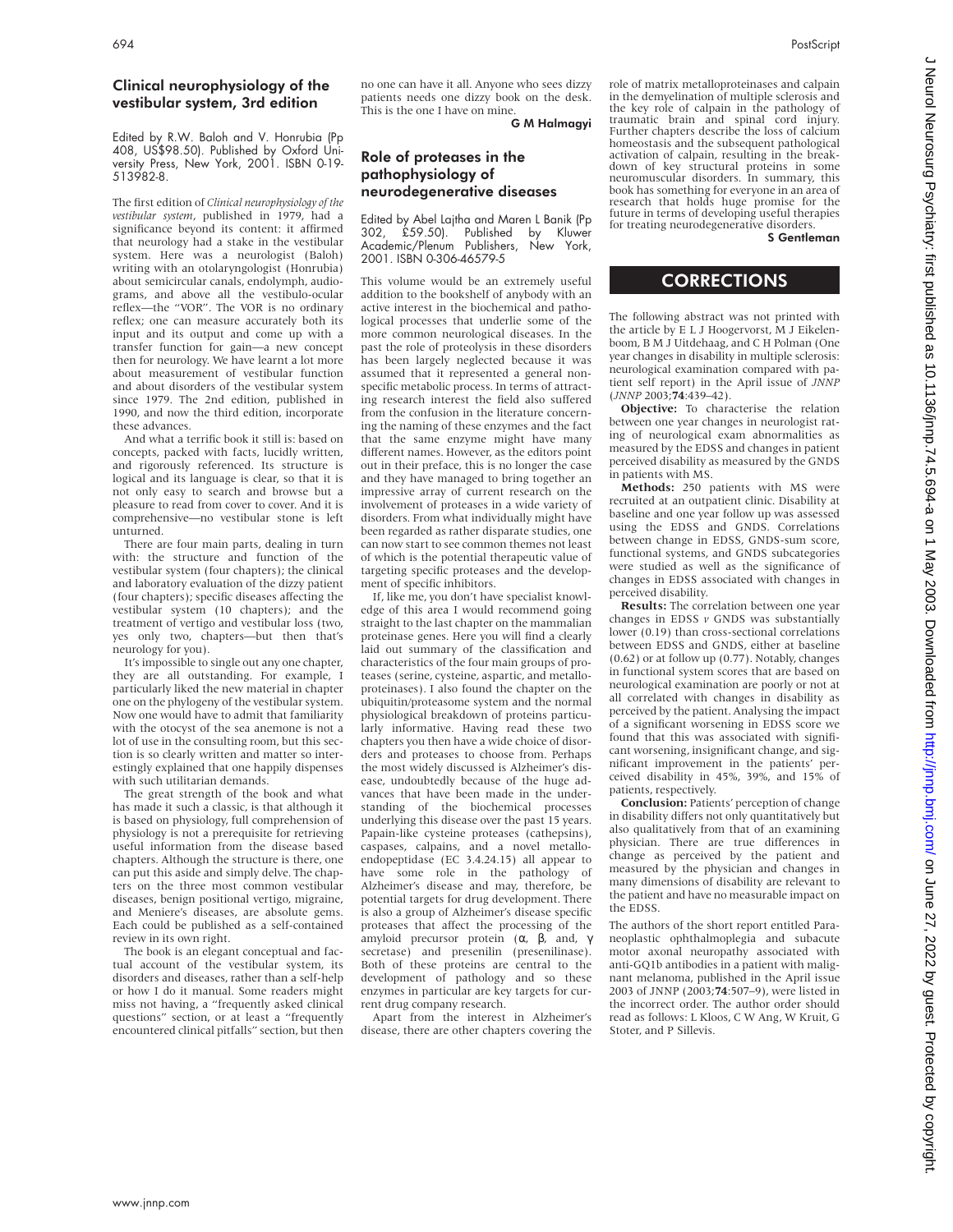## Clinical neurophysiology of the vestibular system, 3rd edition

Edited by R.W. Baloh and V. Honrubia (Pp 408, US$98.50). Published by Oxford University Press, New York, 2001. ISBN 0-19-513982-8.

The first edition of *Clinical neurophysiology of the vestibular system*, published in 1979, had a significance beyond its content: it affirmed that neurology had a stake in the vestibular system. Here was a neurologist (Baloh) writing with an otolaryngologist (Honrubia) about semicircular canals, endolymph, audiograms, and above all the vestibulo-ocular reflex—the "VOR". The VOR is no ordinary reflex; one can measure accurately both its input and its output and come up with a transfer function for gain—a new concept then for neurology. We have learnt a lot more about measurement of vestibular function and about disorders of the vestibular system since 1979. The 2nd edition, published in 1990, and now the third edition, incorporate these advances.

And what a terrific book it still is: based on concepts, packed with facts, lucidly written, and rigorously referenced. Its structure is logical and its language is clear, so that it is not only easy to search and browse but a pleasure to read from cover to cover. And it is comprehensive—no vestibular stone is left unturned.

There are four main parts, dealing in turn with: the structure and function of the vestibular system (four chapters); the clinical and laboratory evaluation of the dizzy patient (four chapters); specific diseases affecting the vestibular system (10 chapters); and the treatment of vertigo and vestibular loss (two, yes only two, chapters—but then that's neurology for you).

It's impossible to single out any one chapter, they are all outstanding. For example, I particularly liked the new material in chapter one on the phylogeny of the vestibular system. Now one would have to admit that familiarity with the otocyst of the sea anemone is not a lot of use in the consulting room, but this section is so clearly written and matter so interestingly explained that one happily dispenses with such utilitarian demands.

The great strength of the book and what has made it such a classic, is that although it is based on physiology, full comprehension of physiology is not a prerequisite for retrieving useful information from the disease based chapters. Although the structure is there, one can put this aside and simply delve. The chapters on the three most common vestibular diseases, benign positional vertigo, migraine, and Meniere's diseases, are absolute gems. Each could be published as a self-contained review in its own right.

The book is an elegant conceptual and factual account of the vestibular system, its disorders and diseases, rather than a self-help or how I do it manual. Some readers might miss not having, a "frequently asked clinical questions" section, or at least a "frequently encountered clinical pitfalls" section, but then no one can have it all. Anyone who sees dizzy patients needs one dizzy book on the desk. This is the one I have on mine.

**G M Halmagyi**

## Role of proteases in the pathophysiology of neurodegenerative diseases

Edited by Abel Lajtha and Maren L Banik (Pp 302, £59.50). Published by Kluwer Academic/Plenum Publishers, New York, 2001. ISBN 0-306-46579-5

This volume would be an extremely useful addition to the bookshelf of anybody with an active interest in the biochemical and pathological processes that underlie some of the more common neurological diseases. In the past the role of proteolysis in these disorders has been largely neglected because it was assumed that it represented a general nonspecific metabolic process. In terms of attracting research interest the field also suffered from the confusion in the literature concerning the naming of these enzymes and the fact that the same enzyme might have many different names. However, as the editors point out in their preface, this is no longer the case and they have managed to bring together an impressive array of current research on the involvement of proteases in a wide variety of disorders. From what individually might have been regarded as rather disparate studies, one can now start to see common themes not least of which is the potential therapeutic value of targeting specific proteases and the development of specific inhibitors.

If, like me, you don't have specialist knowledge of this area I would recommend going straight to the last chapter on the mammalian proteinase genes. Here you will find a clearly laid out summary of the classification and characteristics of the four main groups of proteases (serine, cysteine, aspartic, and metalloproteinases). I also found the chapter on the ubiquitin/proteasome system and the normal physiological breakdown of proteins particularly informative. Having read these two chapters you then have a wide choice of disorders and proteases to choose from. Perhaps the most widely discussed is Alzheimer's disease, undoubtedly because of the huge advances that have been made in the understanding of the biochemical processes underlying this disease over the past 15 years. Papain-like cysteine proteases (cathepsins), caspases, calpains, and a novel metalloendopeptidase (EC 3.4.24.15) all appear to have some role in the pathology of Alzheimer's disease and may, therefore, be potential targets for drug development. There is also a group of Alzheimer's disease specific proteases that affect the processing of the amyloid precursor protein (α, β, and, γ secretase) and presenilin (presenilinase). Both of these proteins are central to the development of pathology and so these enzymes in particular are key targets for current drug company research.

Apart from the interest in Alzheimer's disease, there are other chapters covering the role of matrix metalloproteinases and calpain in the demyelination of multiple sclerosis and the key role of calpain in the pathology of traumatic brain and spinal cord injury. Further chapters describe the loss of calcium homeostasis and the subsequent pathological activation of calpain, resulting in the breakdown of key structural proteins in some neuromuscular disorders. In summary, this book has something for everyone in an area of research that holds huge promise for the future in terms of developing useful therapies for treating neurodegenerative disorders.

**S Gentleman**

# CORRECTIONS

The following abstract was not printed with the article by E L J Hoogervorst, M J Eikelenboom, B M J Uitdehaag, and C H Polman (One year changes in disability in multiple sclerosis: neurological examination compared with patient self report) in the April issue of *JNNP* (*JNNP* 2003;**74**:439–42).

**Objective:** To characterise the relation between one year changes in neurologist rating of neurological exam abnormalities as measured by the EDSS and changes in patient perceived disability as measured by the GNDS in patients with MS.

**Methods:** 250 patients with MS were recruited at an outpatient clinic. Disability at baseline and one year follow up was assessed using the EDSS and GNDS. Correlations between change in EDSS, GNDS-sum score, functional systems, and GNDS subcategories were studied as well as the significance of changes in EDSS associated with changes in perceived disability.

**Results:** The correlation between one year changes in EDSS *v* GNDS was substantially lower (0.19) than cross-sectional correlations between EDSS and GNDS, either at baseline (0.62) or at follow up (0.77). Notably, changes in functional system scores that are based on neurological examination are poorly or not at all correlated with changes in disability as perceived by the patient. Analysing the impact of a significant worsening in EDSS score we found that this was associated with significant worsening, insignificant change, and significant improvement in the patients' perceived disability in 45%, 39%, and 15% of patients, respectively.

**Conclusion:** Patients' perception of change in disability differs not only quantitatively but also qualitatively from that of an examining physician. There are true differences in change as perceived by the patient and measured by the physician and changes in many dimensions of disability are relevant to the patient and have no measurable impact on the EDSS.

The authors of the short report entitled Paraneoplastic ophthalmoplegia and subacute motor axonal neuropathy associated with anti-GQ1b antibodies in a patient with malignant melanoma, published in the April issue 2003 of JNNP (2003;**74**:507–9), were listed in the incorrect order. The author order should read as follows: L Kloos, C W Ang, W Kruit, G Stoter, and P Sillevis.